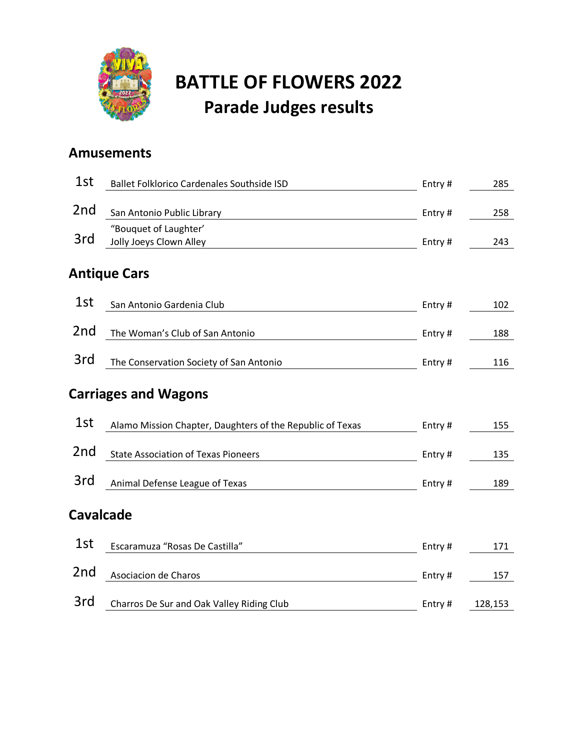# BATTLE OF FLOWERS 2022

## Parade Judges results

### Amusements

| Place | Entry | | Entry # |
|---|---|---|---|
| 1st | Ballet Folklorico Cardenales Southside ISD | Entry # | 285 |
| 2nd | San Antonio Public Library | Entry # | 258 |
| 3rd | "Bouquet of Laughter' Jolly Joeys Clown Alley | Entry # | 243 |

### Antique Cars

| Place | Entry | | Entry # |
|---|---|---|---|
| 1st | San Antonio Gardenia Club | Entry # | 102 |
| 2nd | The Woman's Club of San Antonio | Entry # | 188 |
| 3rd | The Conservation Society of San Antonio | Entry # | 116 |

### Carriages and Wagons

| Place | Entry | | Entry # |
|---|---|---|---|
| 1st | Alamo Mission Chapter, Daughters of the Republic of Texas | Entry # | 155 |
| 2nd | State Association of Texas Pioneers | Entry # | 135 |
| 3rd | Animal Defense League of Texas | Entry # | 189 |

### Cavalcade

| Place | Entry | | Entry # |
|---|---|---|---|
| 1st | Escaramuza "Rosas De Castilla" | Entry # | 171 |
| 2nd | Asociacion de Charos | Entry # | 157 |
| 3rd | Charros De Sur and Oak Valley Riding Club | Entry # | 128,153 |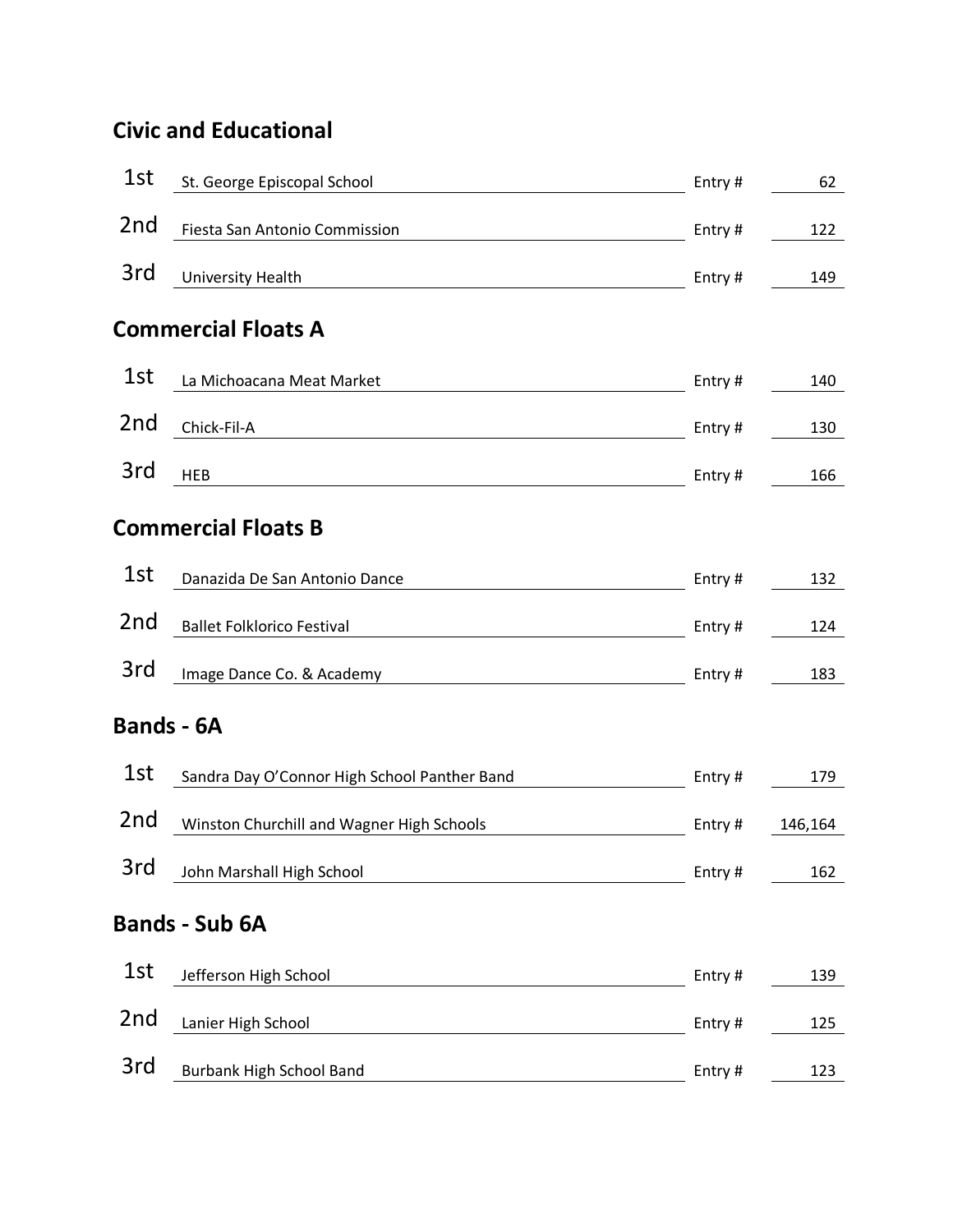## Civic and Educational

| Place | Name | | Entry # |
|---|---|---|---|
| 1st | St. George Episcopal School | Entry # | 62 |
| 2nd | Fiesta San Antonio Commission | Entry # | 122 |
| 3rd | University Health | Entry # | 149 |

## Commercial Floats A

| Place | Name | | Entry # |
|---|---|---|---|
| 1st | La Michoacana Meat Market | Entry # | 140 |
| 2nd | Chick-Fil-A | Entry # | 130 |
| 3rd | HEB | Entry # | 166 |

## Commercial Floats B

| Place | Name | | Entry # |
|---|---|---|---|
| 1st | Danazida De San Antonio Dance | Entry # | 132 |
| 2nd | Ballet Folklorico Festival | Entry # | 124 |
| 3rd | Image Dance Co. & Academy | Entry # | 183 |

## Bands - 6A

| Place | Name | | Entry # |
|---|---|---|---|
| 1st | Sandra Day O'Connor High School Panther Band | Entry # | 179 |
| 2nd | Winston Churchill and Wagner High Schools | Entry # | 146,164 |
| 3rd | John Marshall High School | Entry # | 162 |

## Bands - Sub 6A

| Place | Name | | Entry # |
|---|---|---|---|
| 1st | Jefferson High School | Entry # | 139 |
| 2nd | Lanier High School | Entry # | 125 |
| 3rd | Burbank High School Band | Entry # | 123 |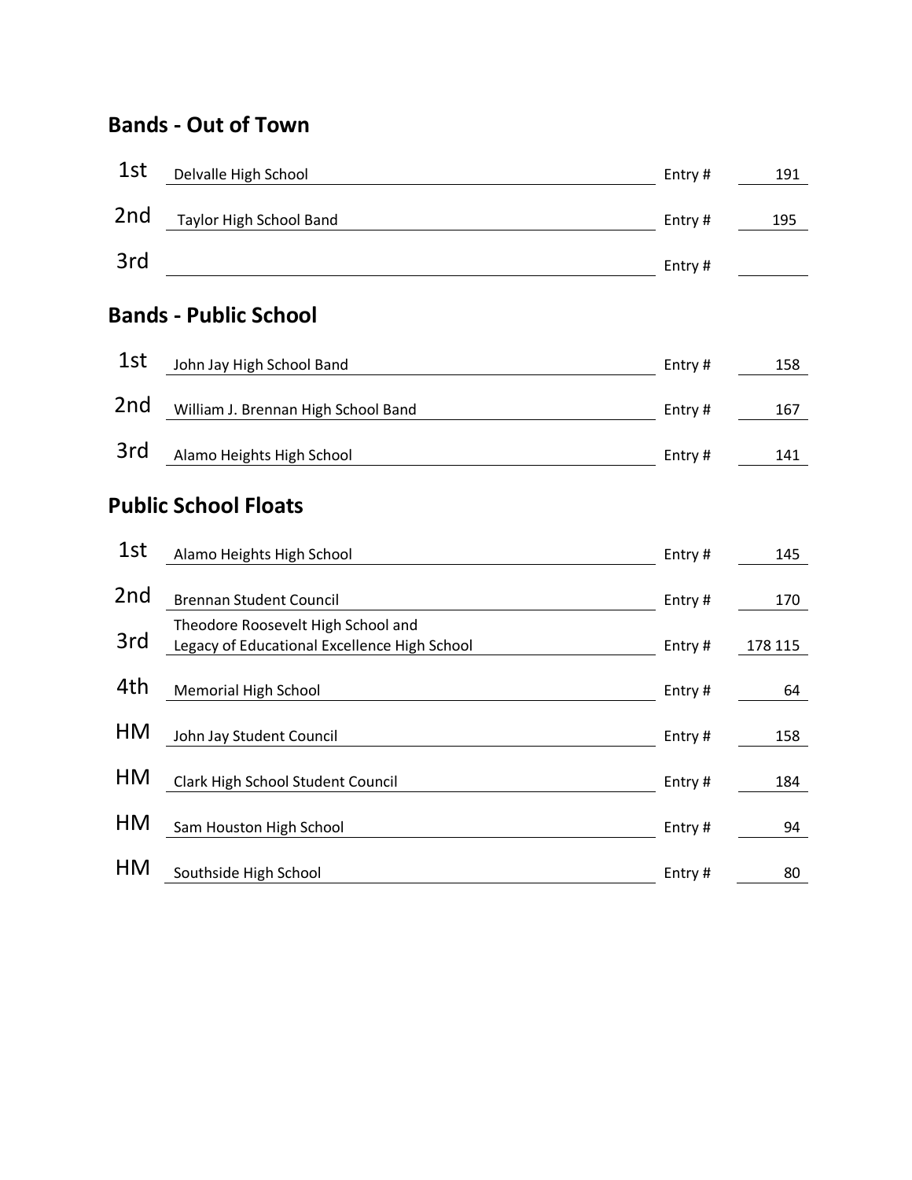## Bands - Out of Town

| Place | Name | | Entry # |
|---|---|---|---|
| 1st | Delvalle High School | Entry # | 191 |
| 2nd | Taylor High School Band | Entry # | 195 |
| 3rd | | Entry # | |

## Bands - Public School

| Place | Name | | Entry # |
|---|---|---|---|
| 1st | John Jay High School Band | Entry # | 158 |
| 2nd | William J. Brennan High School Band | Entry # | 167 |
| 3rd | Alamo Heights High School | Entry # | 141 |

## Public School Floats

| Place | Name | | Entry # |
|---|---|---|---|
| 1st | Alamo Heights High School | Entry # | 145 |
| 2nd | Brennan Student Council | Entry # | 170 |
| 3rd | Theodore Roosevelt High School and Legacy of Educational Excellence High School | Entry # | 178 115 |
| 4th | Memorial High School | Entry # | 64 |
| HM | John Jay Student Council | Entry # | 158 |
| HM | Clark High School Student Council | Entry # | 184 |
| HM | Sam Houston High School | Entry # | 94 |
| HM | Southside High School | Entry # | 80 |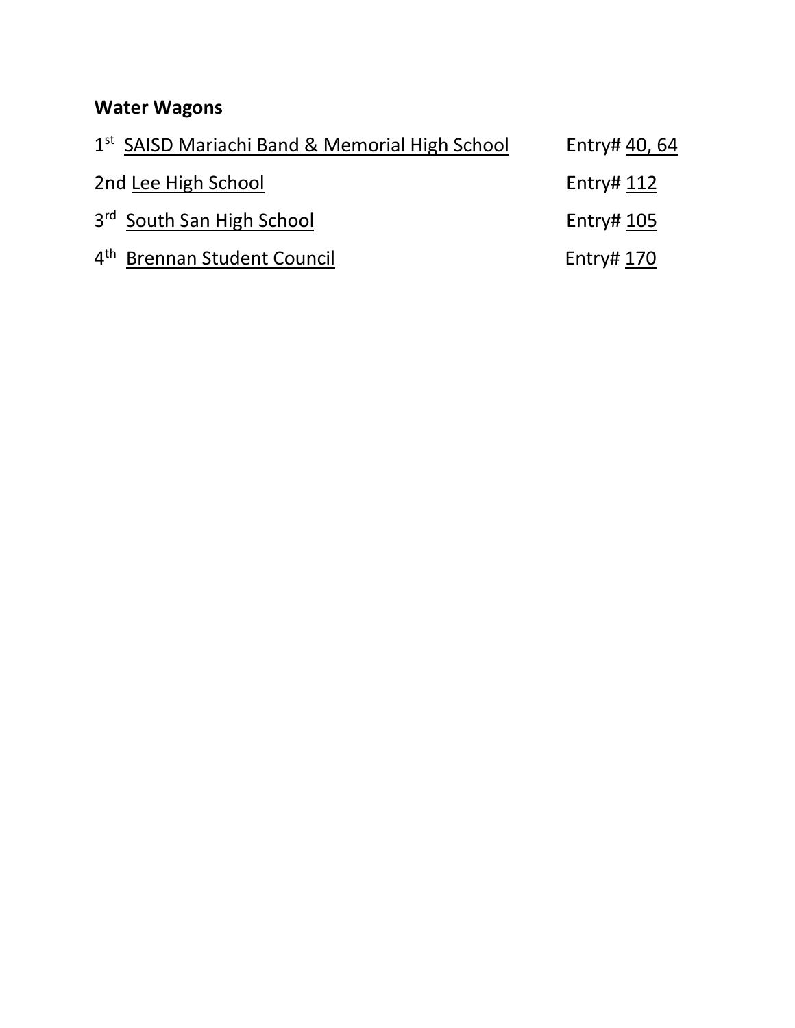**Water Wagons**

| | | |
|---|---|---|
| 1st | SAISD Mariachi Band & Memorial High School | Entry# 40, 64 |
| 2nd | Lee High School | Entry# 112 |
| 3rd | South San High School | Entry# 105 |
| 4th | Brennan Student Council | Entry# 170 |